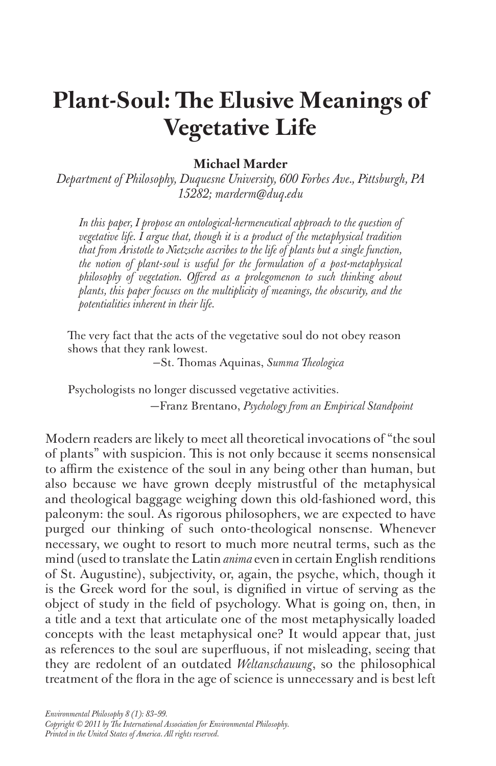# Plant-Soul: The Elusive Meanings of Vegetative Life

**Michael Marder**

*Department of Philosophy, Duquesne University, 600 Forbes Ave., Pittsburgh, PA 15282; marderm@duq.edu*

*In this paper, I propose an ontological-hermeneutical approach to the question of vegetative life. I argue that, though it is a product of the metaphysical tradition that from Aristotle to Nietzsche ascribes to the life of plants but a single function, the notion of plant-soul is useful for the formulation of a post-metaphysical philosophy of vegetation. Offered as a prolegomenon to such thinking about plants, this paper focuses on the multiplicity of meanings, the obscurity, and the potentialities inherent in their life.*

> The very fact that the acts of the vegetative soul do not obey reason shows that they rank lowest.
>
> —St. Thomas Aquinas, *Summa Theologica*

> Psychologists no longer discussed vegetative activities.
>
> —Franz Brentano, *Psychology from an Empirical Standpoint*

Modern readers are likely to meet all theoretical invocations of "the soul of plants" with suspicion. This is not only because it seems nonsensical to affirm the existence of the soul in any being other than human, but also because we have grown deeply mistrustful of the metaphysical and theological baggage weighing down this old-fashioned word, this paleonym: the soul. As rigorous philosophers, we are expected to have purged our thinking of such onto-theological nonsense. Whenever necessary, we ought to resort to much more neutral terms, such as the mind (used to translate the Latin *anima* even in certain English renditions of St. Augustine), subjectivity, or, again, the psyche, which, though it is the Greek word for the soul, is dignified in virtue of serving as the object of study in the field of psychology. What is going on, then, in a title and a text that articulate one of the most metaphysically loaded concepts with the least metaphysical one? It would appear that, just as references to the soul are superfluous, if not misleading, seeing that they are redolent of an outdated *Weltanschauung*, so the philosophical treatment of the flora in the age of science is unnecessary and is best left

*Environmental Philosophy 8 (1): 83–99.*
*Copyright © 2011 by The International Association for Environmental Philosophy.*
*Printed in the United States of America. All rights reserved.*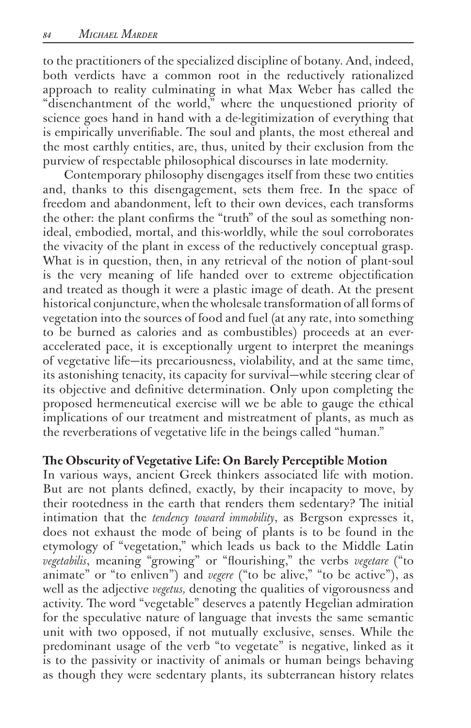to the practitioners of the specialized discipline of botany. And, indeed, both verdicts have a common root in the reductively rationalized approach to reality culminating in what Max Weber has called the "disenchantment of the world," where the unquestioned priority of science goes hand in hand with a de-legitimization of everything that is empirically unverifiable. The soul and plants, the most ethereal and the most earthly entities, are, thus, united by their exclusion from the purview of respectable philosophical discourses in late modernity.

Contemporary philosophy disengages itself from these two entities and, thanks to this disengagement, sets them free. In the space of freedom and abandonment, left to their own devices, each transforms the other: the plant confirms the "truth" of the soul as something non-ideal, embodied, mortal, and this-worldly, while the soul corroborates the vivacity of the plant in excess of the reductively conceptual grasp. What is in question, then, in any retrieval of the notion of plant-soul is the very meaning of life handed over to extreme objectification and treated as though it were a plastic image of death. At the present historical conjuncture, when the wholesale transformation of all forms of vegetation into the sources of food and fuel (at any rate, into something to be burned as calories and as combustibles) proceeds at an ever-accelerated pace, it is exceptionally urgent to interpret the meanings of vegetative life—its precariousness, violability, and at the same time, its astonishing tenacity, its capacity for survival—while steering clear of its objective and definitive determination. Only upon completing the proposed hermeneutical exercise will we be able to gauge the ethical implications of our treatment and mistreatment of plants, as much as the reverberations of vegetative life in the beings called "human."

## The Obscurity of Vegetative Life: On Barely Perceptible Motion

In various ways, ancient Greek thinkers associated life with motion. But are not plants defined, exactly, by their incapacity to move, by their rootedness in the earth that renders them sedentary? The initial intimation that the *tendency toward immobility*, as Bergson expresses it, does not exhaust the mode of being of plants is to be found in the etymology of "vegetation," which leads us back to the Middle Latin *vegetabilis*, meaning "growing" or "flourishing," the verbs *vegetare* ("to animate" or "to enliven") and *vegere* ("to be alive," "to be active"), as well as the adjective *vegetus,* denoting the qualities of vigorousness and activity. The word "vegetable" deserves a patently Hegelian admiration for the speculative nature of language that invests the same semantic unit with two opposed, if not mutually exclusive, senses. While the predominant usage of the verb "to vegetate" is negative, linked as it is to the passivity or inactivity of animals or human beings behaving as though they were sedentary plants, its subterranean history relates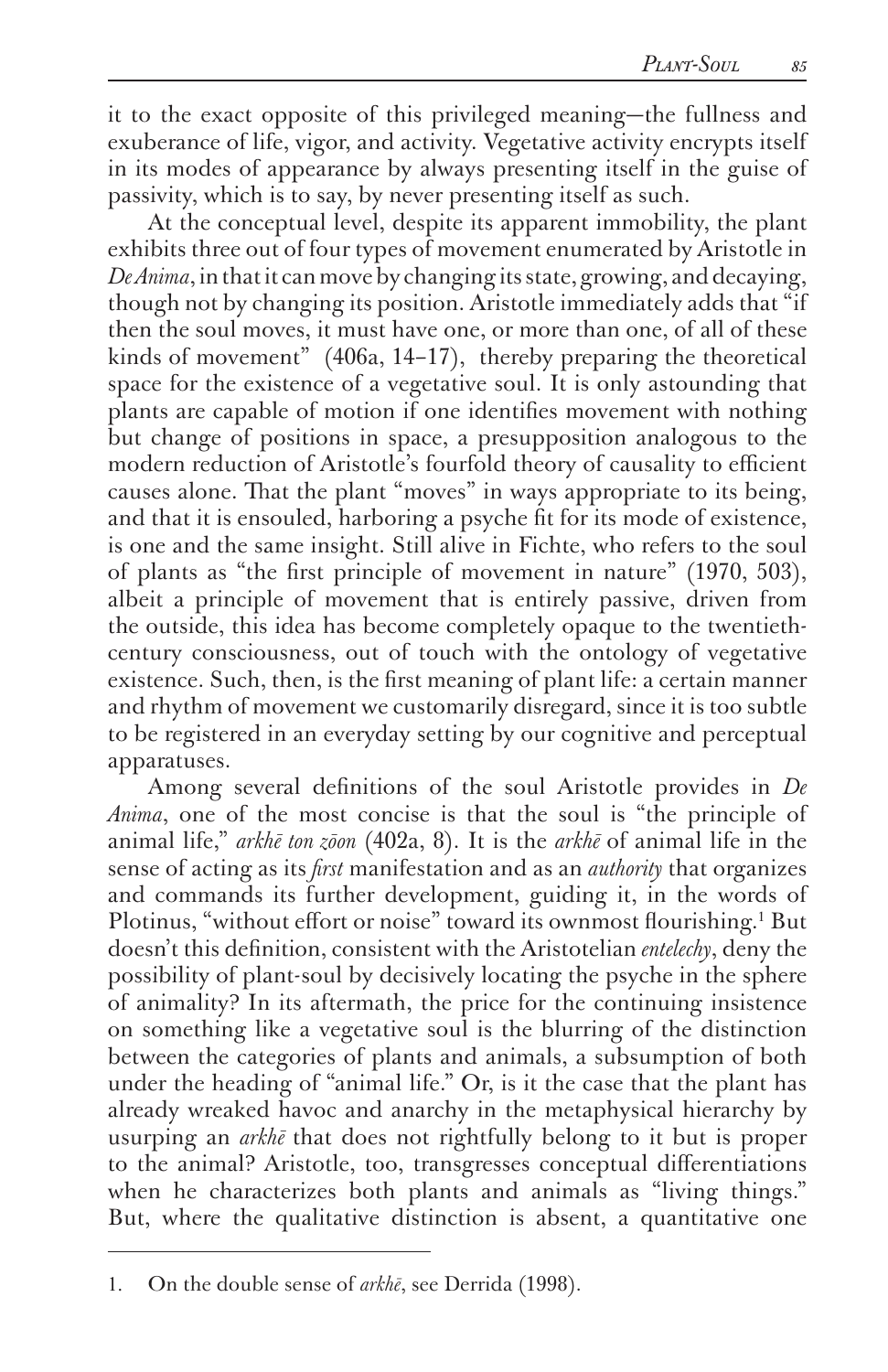it to the exact opposite of this privileged meaning—the fullness and exuberance of life, vigor, and activity. Vegetative activity encrypts itself in its modes of appearance by always presenting itself in the guise of passivity, which is to say, by never presenting itself as such.

At the conceptual level, despite its apparent immobility, the plant exhibits three out of four types of movement enumerated by Aristotle in *De Anima*, in that it can move by changing its state, growing, and decaying, though not by changing its position. Aristotle immediately adds that "if then the soul moves, it must have one, or more than one, of all of these kinds of movement" (406a, 14–17), thereby preparing the theoretical space for the existence of a vegetative soul. It is only astounding that plants are capable of motion if one identifies movement with nothing but change of positions in space, a presupposition analogous to the modern reduction of Aristotle's fourfold theory of causality to efficient causes alone. That the plant "moves" in ways appropriate to its being, and that it is ensouled, harboring a psyche fit for its mode of existence, is one and the same insight. Still alive in Fichte, who refers to the soul of plants as "the first principle of movement in nature" (1970, 503), albeit a principle of movement that is entirely passive, driven from the outside, this idea has become completely opaque to the twentieth-century consciousness, out of touch with the ontology of vegetative existence. Such, then, is the first meaning of plant life: a certain manner and rhythm of movement we customarily disregard, since it is too subtle to be registered in an everyday setting by our cognitive and perceptual apparatuses.

Among several definitions of the soul Aristotle provides in *De Anima*, one of the most concise is that the soul is "the principle of animal life," *arkhē ton zōon* (402a, 8). It is the *arkhē* of animal life in the sense of acting as its *first* manifestation and as an *authority* that organizes and commands its further development, guiding it, in the words of Plotinus, "without effort or noise" toward its ownmost flourishing.[1] But doesn't this definition, consistent with the Aristotelian *entelechy*, deny the possibility of plant-soul by decisively locating the psyche in the sphere of animality? In its aftermath, the price for the continuing insistence on something like a vegetative soul is the blurring of the distinction between the categories of plants and animals, a subsumption of both under the heading of "animal life." Or, is it the case that the plant has already wreaked havoc and anarchy in the metaphysical hierarchy by usurping an *arkhē* that does not rightfully belong to it but is proper to the animal? Aristotle, too, transgresses conceptual differentiations when he characterizes both plants and animals as "living things." But, where the qualitative distinction is absent, a quantitative one

1. On the double sense of *arkhē*, see Derrida (1998).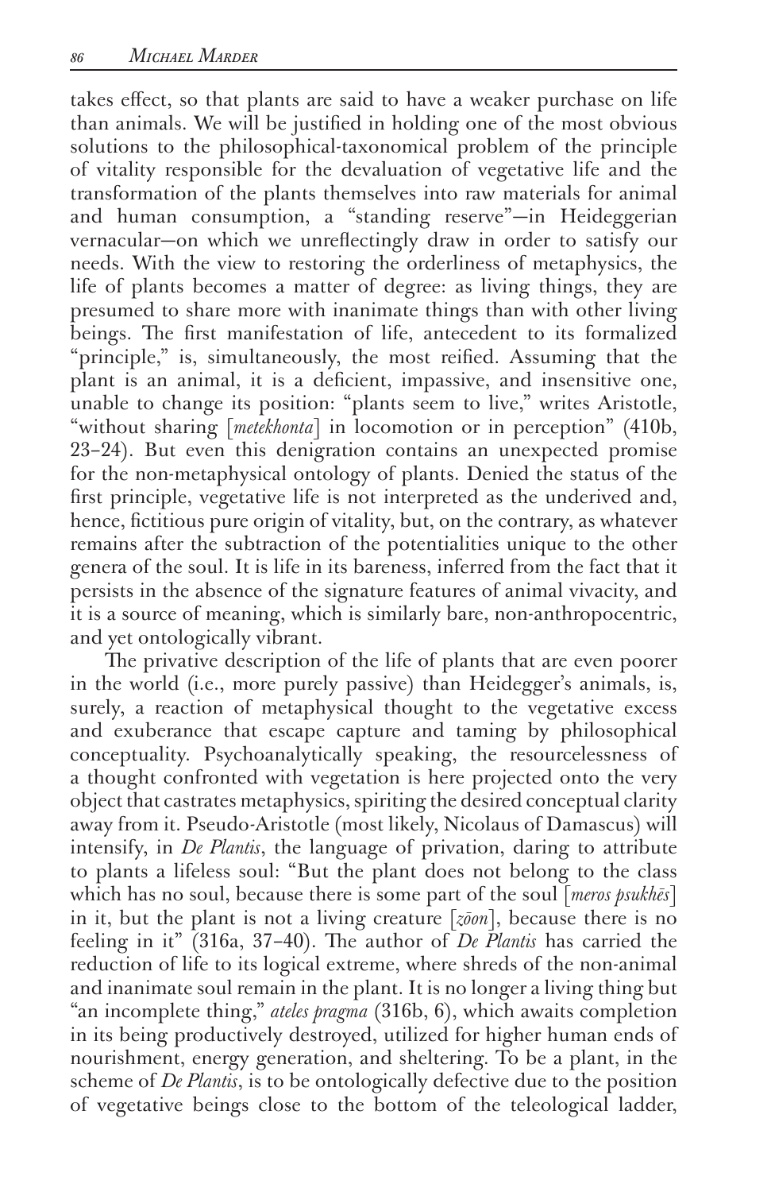takes effect, so that plants are said to have a weaker purchase on life than animals. We will be justified in holding one of the most obvious solutions to the philosophical-taxonomical problem of the principle of vitality responsible for the devaluation of vegetative life and the transformation of the plants themselves into raw materials for animal and human consumption, a "standing reserve"—in Heideggerian vernacular—on which we unreflectingly draw in order to satisfy our needs. With the view to restoring the orderliness of metaphysics, the life of plants becomes a matter of degree: as living things, they are presumed to share more with inanimate things than with other living beings. The first manifestation of life, antecedent to its formalized "principle," is, simultaneously, the most reified. Assuming that the plant is an animal, it is a deficient, impassive, and insensitive one, unable to change its position: "plants seem to live," writes Aristotle, "without sharing [*metekhonta*] in locomotion or in perception" (410b, 23–24). But even this denigration contains an unexpected promise for the non-metaphysical ontology of plants. Denied the status of the first principle, vegetative life is not interpreted as the underived and, hence, fictitious pure origin of vitality, but, on the contrary, as whatever remains after the subtraction of the potentialities unique to the other genera of the soul. It is life in its bareness, inferred from the fact that it persists in the absence of the signature features of animal vivacity, and it is a source of meaning, which is similarly bare, non-anthropocentric, and yet ontologically vibrant.

The privative description of the life of plants that are even poorer in the world (i.e., more purely passive) than Heidegger's animals, is, surely, a reaction of metaphysical thought to the vegetative excess and exuberance that escape capture and taming by philosophical conceptuality. Psychoanalytically speaking, the resourcelessness of a thought confronted with vegetation is here projected onto the very object that castrates metaphysics, spiriting the desired conceptual clarity away from it. Pseudo-Aristotle (most likely, Nicolaus of Damascus) will intensify, in *De Plantis*, the language of privation, daring to attribute to plants a lifeless soul: "But the plant does not belong to the class which has no soul, because there is some part of the soul [*meros psukhēs*] in it, but the plant is not a living creature [*zōon*], because there is no feeling in it" (316a, 37–40). The author of *De Plantis* has carried the reduction of life to its logical extreme, where shreds of the non-animal and inanimate soul remain in the plant. It is no longer a living thing but "an incomplete thing," *ateles pragma* (316b, 6), which awaits completion in its being productively destroyed, utilized for higher human ends of nourishment, energy generation, and sheltering. To be a plant, in the scheme of *De Plantis*, is to be ontologically defective due to the position of vegetative beings close to the bottom of the teleological ladder,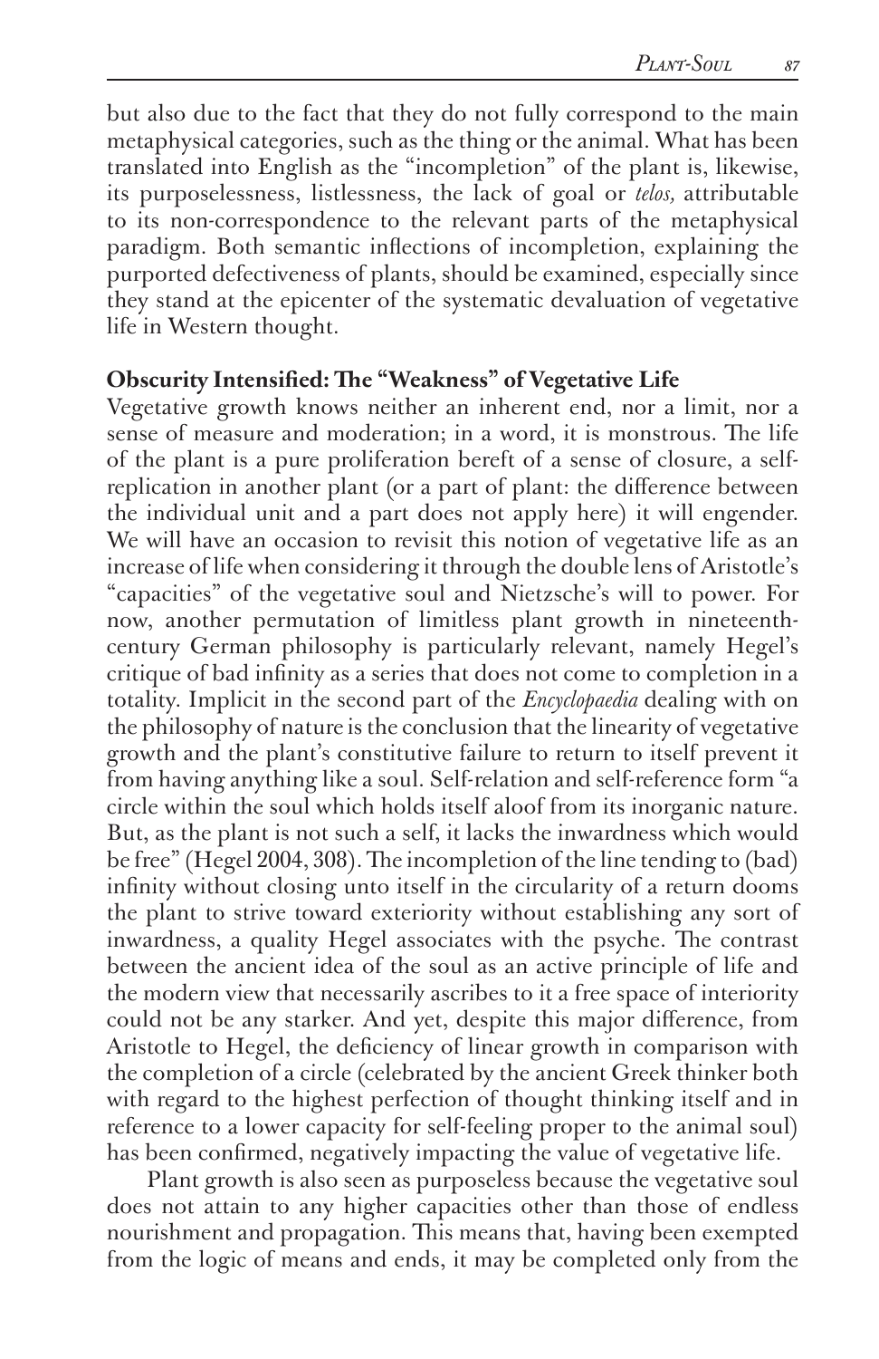but also due to the fact that they do not fully correspond to the main metaphysical categories, such as the thing or the animal. What has been translated into English as the "incompletion" of the plant is, likewise, its purposelessness, listlessness, the lack of goal or *telos,* attributable to its non-correspondence to the relevant parts of the metaphysical paradigm. Both semantic inflections of incompletion, explaining the purported defectiveness of plants, should be examined, especially since they stand at the epicenter of the systematic devaluation of vegetative life in Western thought.

### Obscurity Intensified: The "Weakness" of Vegetative Life

Vegetative growth knows neither an inherent end, nor a limit, nor a sense of measure and moderation; in a word, it is monstrous. The life of the plant is a pure proliferation bereft of a sense of closure, a self-replication in another plant (or a part of plant: the difference between the individual unit and a part does not apply here) it will engender. We will have an occasion to revisit this notion of vegetative life as an increase of life when considering it through the double lens of Aristotle's "capacities" of the vegetative soul and Nietzsche's will to power. For now, another permutation of limitless plant growth in nineteenth-century German philosophy is particularly relevant, namely Hegel's critique of bad infinity as a series that does not come to completion in a totality. Implicit in the second part of the *Encyclopaedia* dealing with on the philosophy of nature is the conclusion that the linearity of vegetative growth and the plant's constitutive failure to return to itself prevent it from having anything like a soul. Self-relation and self-reference form "a circle within the soul which holds itself aloof from its inorganic nature. But, as the plant is not such a self, it lacks the inwardness which would be free" (Hegel 2004, 308). The incompletion of the line tending to (bad) infinity without closing unto itself in the circularity of a return dooms the plant to strive toward exteriority without establishing any sort of inwardness, a quality Hegel associates with the psyche. The contrast between the ancient idea of the soul as an active principle of life and the modern view that necessarily ascribes to it a free space of interiority could not be any starker. And yet, despite this major difference, from Aristotle to Hegel, the deficiency of linear growth in comparison with the completion of a circle (celebrated by the ancient Greek thinker both with regard to the highest perfection of thought thinking itself and in reference to a lower capacity for self-feeling proper to the animal soul) has been confirmed, negatively impacting the value of vegetative life.

Plant growth is also seen as purposeless because the vegetative soul does not attain to any higher capacities other than those of endless nourishment and propagation. This means that, having been exempted from the logic of means and ends, it may be completed only from the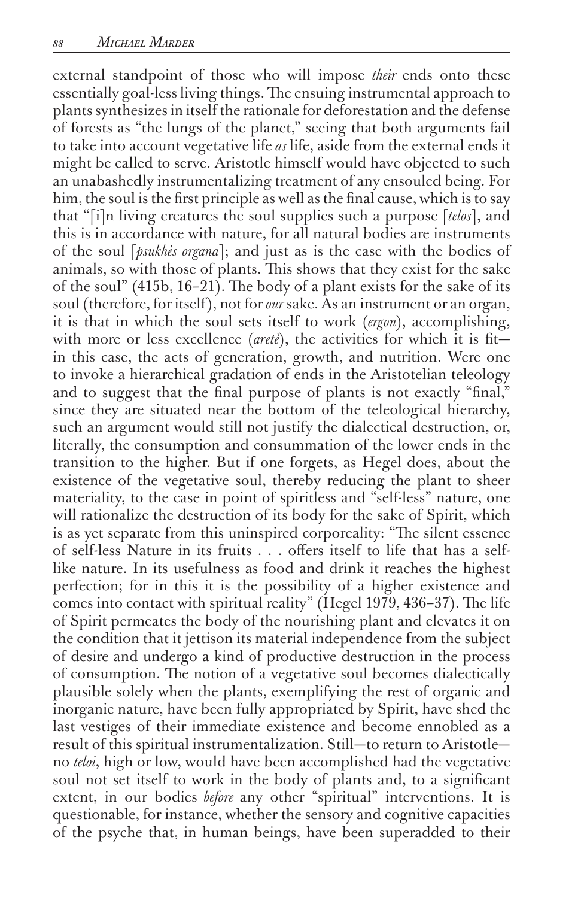external standpoint of those who will impose *their* ends onto these essentially goal-less living things. The ensuing instrumental approach to plants synthesizes in itself the rationale for deforestation and the defense of forests as "the lungs of the planet," seeing that both arguments fail to take into account vegetative life *as* life, aside from the external ends it might be called to serve. Aristotle himself would have objected to such an unabashedly instrumentalizing treatment of any ensouled being. For him, the soul is the first principle as well as the final cause, which is to say that "[i]n living creatures the soul supplies such a purpose [*telos*], and this is in accordance with nature, for all natural bodies are instruments of the soul [*psukhès organa*]; and just as is the case with the bodies of animals, so with those of plants. This shows that they exist for the sake of the soul" (415b, 16–21). The body of a plant exists for the sake of its soul (therefore, for itself), not for *our* sake. As an instrument or an organ, it is that in which the soul sets itself to work (*ergon*), accomplishing, with more or less excellence (*arētē*), the activities for which it is fit—in this case, the acts of generation, growth, and nutrition. Were one to invoke a hierarchical gradation of ends in the Aristotelian teleology and to suggest that the final purpose of plants is not exactly "final," since they are situated near the bottom of the teleological hierarchy, such an argument would still not justify the dialectical destruction, or, literally, the consumption and consummation of the lower ends in the transition to the higher. But if one forgets, as Hegel does, about the existence of the vegetative soul, thereby reducing the plant to sheer materiality, to the case in point of spiritless and "self-less" nature, one will rationalize the destruction of its body for the sake of Spirit, which is as yet separate from this uninspired corporeality: "The silent essence of self-less Nature in its fruits . . . offers itself to life that has a self-like nature. In its usefulness as food and drink it reaches the highest perfection; for in this it is the possibility of a higher existence and comes into contact with spiritual reality" (Hegel 1979, 436–37). The life of Spirit permeates the body of the nourishing plant and elevates it on the condition that it jettison its material independence from the subject of desire and undergo a kind of productive destruction in the process of consumption. The notion of a vegetative soul becomes dialectically plausible solely when the plants, exemplifying the rest of organic and inorganic nature, have been fully appropriated by Spirit, have shed the last vestiges of their immediate existence and become ennobled as a result of this spiritual instrumentalization. Still—to return to Aristotle—no *teloi*, high or low, would have been accomplished had the vegetative soul not set itself to work in the body of plants and, to a significant extent, in our bodies *before* any other "spiritual" interventions. It is questionable, for instance, whether the sensory and cognitive capacities of the psyche that, in human beings, have been superadded to their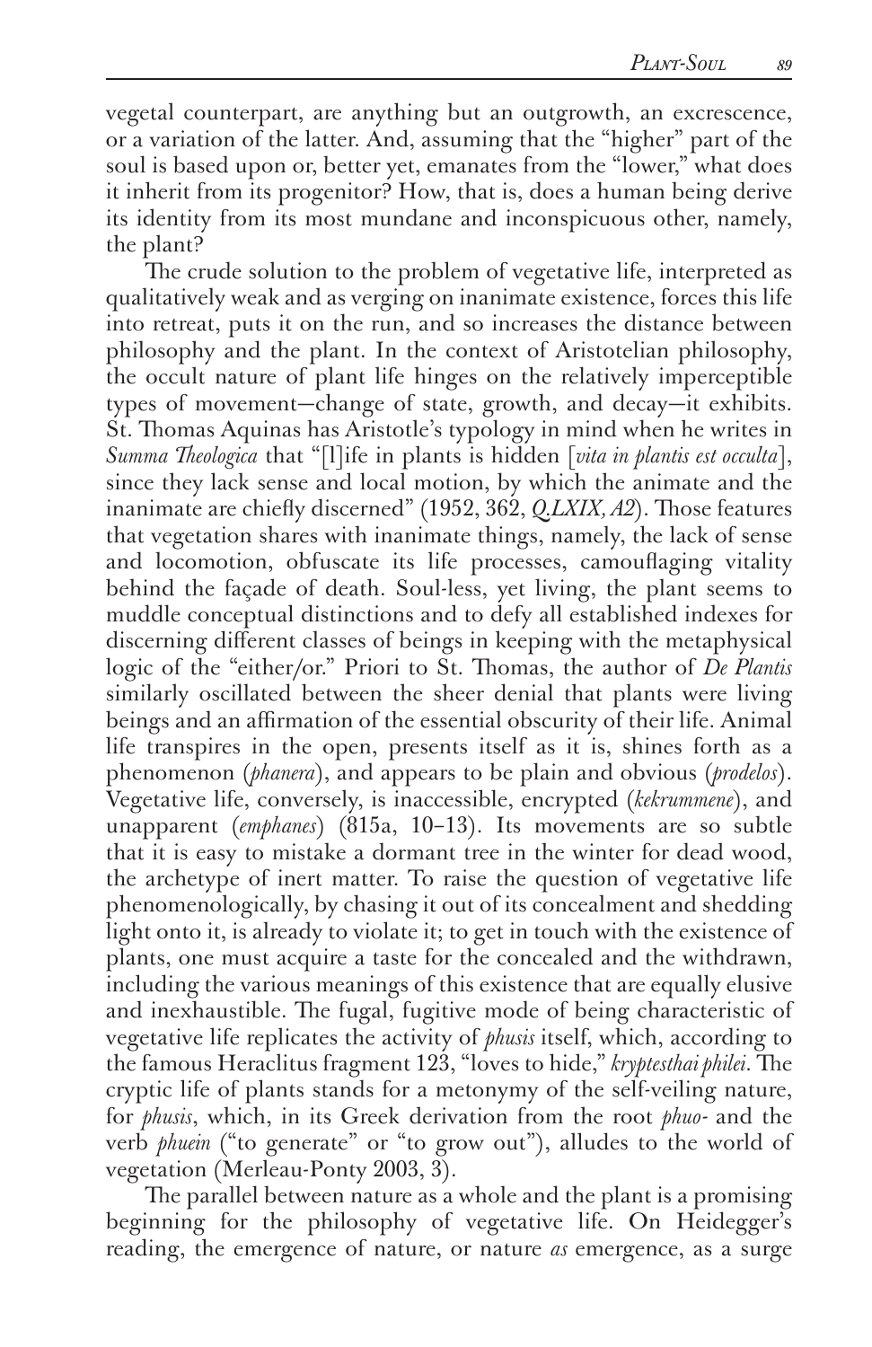vegetal counterpart, are anything but an outgrowth, an excrescence, or a variation of the latter. And, assuming that the "higher" part of the soul is based upon or, better yet, emanates from the "lower," what does it inherit from its progenitor? How, that is, does a human being derive its identity from its most mundane and inconspicuous other, namely, the plant?

The crude solution to the problem of vegetative life, interpreted as qualitatively weak and as verging on inanimate existence, forces this life into retreat, puts it on the run, and so increases the distance between philosophy and the plant. In the context of Aristotelian philosophy, the occult nature of plant life hinges on the relatively imperceptible types of movement—change of state, growth, and decay—it exhibits. St. Thomas Aquinas has Aristotle's typology in mind when he writes in *Summa Theologica* that "[l]ife in plants is hidden [*vita in plantis est occulta*], since they lack sense and local motion, by which the animate and the inanimate are chiefly discerned" (1952, 362, *Q.LXIX, A2*). Those features that vegetation shares with inanimate things, namely, the lack of sense and locomotion, obfuscate its life processes, camouflaging vitality behind the façade of death. Soul-less, yet living, the plant seems to muddle conceptual distinctions and to defy all established indexes for discerning different classes of beings in keeping with the metaphysical logic of the "either/or." Priori to St. Thomas, the author of *De Plantis* similarly oscillated between the sheer denial that plants were living beings and an affirmation of the essential obscurity of their life. Animal life transpires in the open, presents itself as it is, shines forth as a phenomenon (*phanera*), and appears to be plain and obvious (*prodelos*). Vegetative life, conversely, is inaccessible, encrypted (*kekrummene*), and unapparent (*emphanes*) (815a, 10–13). Its movements are so subtle that it is easy to mistake a dormant tree in the winter for dead wood, the archetype of inert matter. To raise the question of vegetative life phenomenologically, by chasing it out of its concealment and shedding light onto it, is already to violate it; to get in touch with the existence of plants, one must acquire a taste for the concealed and the withdrawn, including the various meanings of this existence that are equally elusive and inexhaustible. The fugal, fugitive mode of being characteristic of vegetative life replicates the activity of *phusis* itself, which, according to the famous Heraclitus fragment 123, "loves to hide," *kryptesthai philei*. The cryptic life of plants stands for a metonymy of the self-veiling nature, for *phusis*, which, in its Greek derivation from the root *phuo-* and the verb *phuein* ("to generate" or "to grow out"), alludes to the world of vegetation (Merleau-Ponty 2003, 3).

The parallel between nature as a whole and the plant is a promising beginning for the philosophy of vegetative life. On Heidegger's reading, the emergence of nature, or nature *as* emergence, as a surge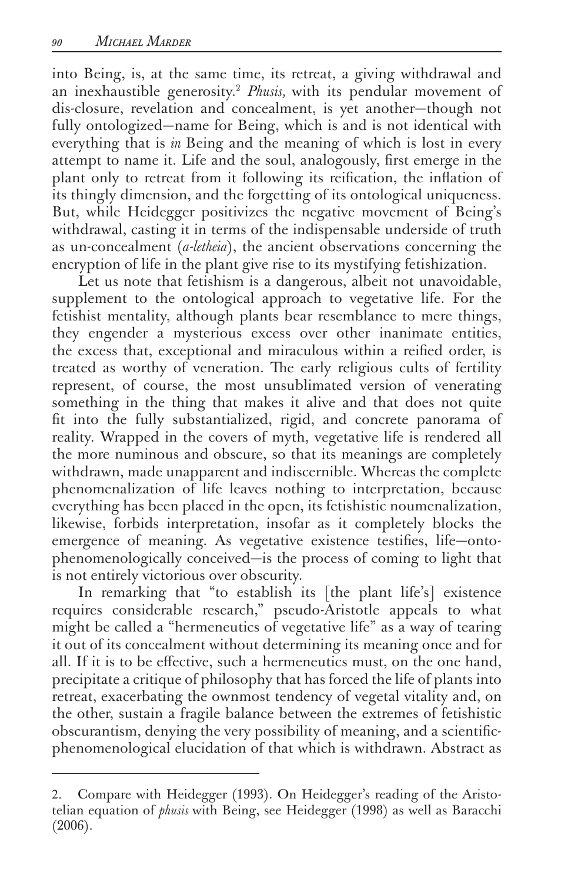into Being, is, at the same time, its retreat, a giving withdrawal and an inexhaustible generosity.[2] *Phusis,* with its pendular movement of dis-closure, revelation and concealment, is yet another—though not fully ontologized—name for Being, which is and is not identical with everything that is *in* Being and the meaning of which is lost in every attempt to name it. Life and the soul, analogously, first emerge in the plant only to retreat from it following its reification, the inflation of its thingly dimension, and the forgetting of its ontological uniqueness. But, while Heidegger positivizes the negative movement of Being's withdrawal, casting it in terms of the indispensable underside of truth as un-concealment (*a-letheia*), the ancient observations concerning the encryption of life in the plant give rise to its mystifying fetishization.

Let us note that fetishism is a dangerous, albeit not unavoidable, supplement to the ontological approach to vegetative life. For the fetishist mentality, although plants bear resemblance to mere things, they engender a mysterious excess over other inanimate entities, the excess that, exceptional and miraculous within a reified order, is treated as worthy of veneration. The early religious cults of fertility represent, of course, the most unsublimated version of venerating something in the thing that makes it alive and that does not quite fit into the fully substantialized, rigid, and concrete panorama of reality. Wrapped in the covers of myth, vegetative life is rendered all the more numinous and obscure, so that its meanings are completely withdrawn, made unapparent and indiscernible. Whereas the complete phenomenalization of life leaves nothing to interpretation, because everything has been placed in the open, its fetishistic noumenalization, likewise, forbids interpretation, insofar as it completely blocks the emergence of meaning. As vegetative existence testifies, life—onto-phenomenologically conceived—is the process of coming to light that is not entirely victorious over obscurity.

In remarking that "to establish its [the plant life's] existence requires considerable research," pseudo-Aristotle appeals to what might be called a "hermeneutics of vegetative life" as a way of tearing it out of its concealment without determining its meaning once and for all. If it is to be effective, such a hermeneutics must, on the one hand, precipitate a critique of philosophy that has forced the life of plants into retreat, exacerbating the ownmost tendency of vegetal vitality and, on the other, sustain a fragile balance between the extremes of fetishistic obscurantism, denying the very possibility of meaning, and a scientific-phenomenological elucidation of that which is withdrawn. Abstract as

---

2. Compare with Heidegger (1993). On Heidegger's reading of the Aristotelian equation of *phusis* with Being, see Heidegger (1998) as well as Baracchi (2006).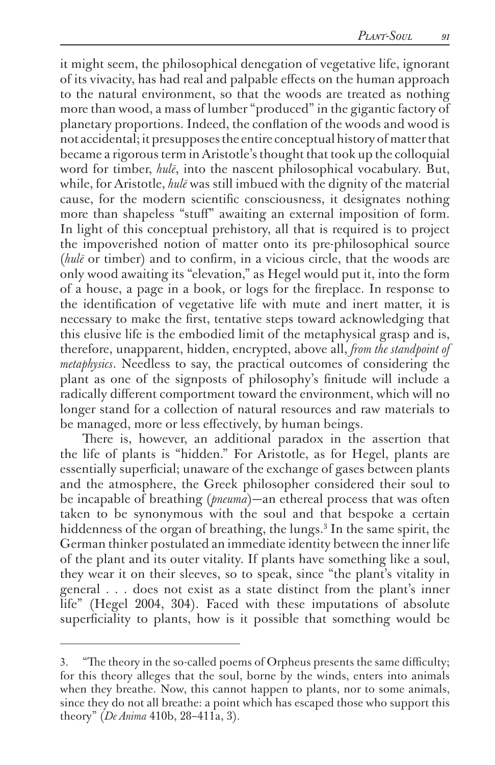it might seem, the philosophical denegation of vegetative life, ignorant of its vivacity, has had real and palpable effects on the human approach to the natural environment, so that the woods are treated as nothing more than wood, a mass of lumber "produced" in the gigantic factory of planetary proportions. Indeed, the conflation of the woods and wood is not accidental; it presupposes the entire conceptual history of matter that became a rigorous term in Aristotle's thought that took up the colloquial word for timber, *hulē*, into the nascent philosophical vocabulary. But, while, for Aristotle, *hulē* was still imbued with the dignity of the material cause, for the modern scientific consciousness, it designates nothing more than shapeless "stuff" awaiting an external imposition of form. In light of this conceptual prehistory, all that is required is to project the impoverished notion of matter onto its pre-philosophical source (*hulē* or timber) and to confirm, in a vicious circle, that the woods are only wood awaiting its "elevation," as Hegel would put it, into the form of a house, a page in a book, or logs for the fireplace. In response to the identification of vegetative life with mute and inert matter, it is necessary to make the first, tentative steps toward acknowledging that this elusive life is the embodied limit of the metaphysical grasp and is, therefore, unapparent, hidden, encrypted, above all, *from the standpoint of metaphysics*. Needless to say, the practical outcomes of considering the plant as one of the signposts of philosophy's finitude will include a radically different comportment toward the environment, which will no longer stand for a collection of natural resources and raw materials to be managed, more or less effectively, by human beings.

There is, however, an additional paradox in the assertion that the life of plants is "hidden." For Aristotle, as for Hegel, plants are essentially superficial; unaware of the exchange of gases between plants and the atmosphere, the Greek philosopher considered their soul to be incapable of breathing (*pneuma*)—an ethereal process that was often taken to be synonymous with the soul and that bespoke a certain hiddenness of the organ of breathing, the lungs.[3] In the same spirit, the German thinker postulated an immediate identity between the inner life of the plant and its outer vitality. If plants have something like a soul, they wear it on their sleeves, so to speak, since "the plant's vitality in general . . . does not exist as a state distinct from the plant's inner life" (Hegel 2004, 304). Faced with these imputations of absolute superficiality to plants, how is it possible that something would be

---

3. "The theory in the so-called poems of Orpheus presents the same difficulty; for this theory alleges that the soul, borne by the winds, enters into animals when they breathe. Now, this cannot happen to plants, nor to some animals, since they do not all breathe: a point which has escaped those who support this theory" (*De Anima* 410b, 28–411a, 3).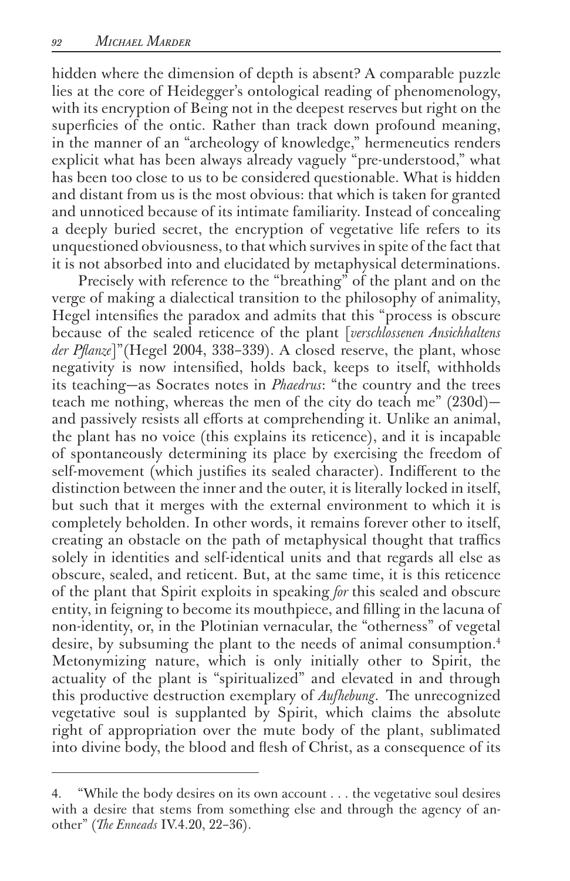hidden where the dimension of depth is absent? A comparable puzzle lies at the core of Heidegger's ontological reading of phenomenology, with its encryption of Being not in the deepest reserves but right on the superficies of the ontic. Rather than track down profound meaning, in the manner of an "archeology of knowledge," hermeneutics renders explicit what has been always already vaguely "pre-understood," what has been too close to us to be considered questionable. What is hidden and distant from us is the most obvious: that which is taken for granted and unnoticed because of its intimate familiarity. Instead of concealing a deeply buried secret, the encryption of vegetative life refers to its unquestioned obviousness, to that which survives in spite of the fact that it is not absorbed into and elucidated by metaphysical determinations.

Precisely with reference to the "breathing" of the plant and on the verge of making a dialectical transition to the philosophy of animality, Hegel intensifies the paradox and admits that this "process is obscure because of the sealed reticence of the plant [*verschlossenen Ansichhaltens der Pflanze*]"(Hegel 2004, 338–339). A closed reserve, the plant, whose negativity is now intensified, holds back, keeps to itself, withholds its teaching—as Socrates notes in *Phaedrus*: "the country and the trees teach me nothing, whereas the men of the city do teach me" (230d)—and passively resists all efforts at comprehending it. Unlike an animal, the plant has no voice (this explains its reticence), and it is incapable of spontaneously determining its place by exercising the freedom of self-movement (which justifies its sealed character). Indifferent to the distinction between the inner and the outer, it is literally locked in itself, but such that it merges with the external environment to which it is completely beholden. In other words, it remains forever other to itself, creating an obstacle on the path of metaphysical thought that traffics solely in identities and self-identical units and that regards all else as obscure, sealed, and reticent. But, at the same time, it is this reticence of the plant that Spirit exploits in speaking *for* this sealed and obscure entity, in feigning to become its mouthpiece, and filling in the lacuna of non-identity, or, in the Plotinian vernacular, the "otherness" of vegetal desire, by subsuming the plant to the needs of animal consumption.[4] Metonymizing nature, which is only initially other to Spirit, the actuality of the plant is "spiritualized" and elevated in and through this productive destruction exemplary of *Aufhebung*. The unrecognized vegetative soul is supplanted by Spirit, which claims the absolute right of appropriation over the mute body of the plant, sublimated into divine body, the blood and flesh of Christ, as a consequence of its

---

4. "While the body desires on its own account . . . the vegetative soul desires with a desire that stems from something else and through the agency of another" (*The Enneads* IV.4.20, 22–36).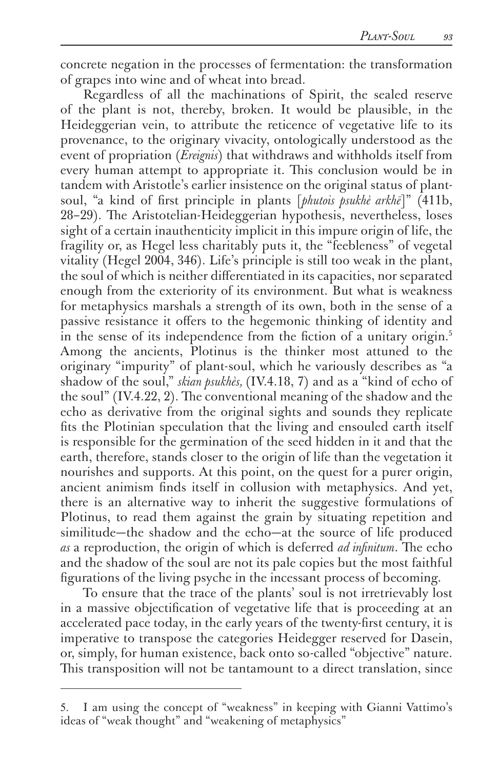concrete negation in the processes of fermentation: the transformation of grapes into wine and of wheat into bread.

Regardless of all the machinations of Spirit, the sealed reserve of the plant is not, thereby, broken. It would be plausible, in the Heideggerian vein, to attribute the reticence of vegetative life to its provenance, to the originary vivacity, ontologically understood as the event of propriation (*Ereignis*) that withdraws and withholds itself from every human attempt to appropriate it. This conclusion would be in tandem with Aristotle's earlier insistence on the original status of plant-soul, "a kind of first principle in plants [*phutois psukhè arkhē*]" (411b, 28–29). The Aristotelian-Heideggerian hypothesis, nevertheless, loses sight of a certain inauthenticity implicit in this impure origin of life, the fragility or, as Hegel less charitably puts it, the "feebleness" of vegetal vitality (Hegel 2004, 346). Life's principle is still too weak in the plant, the soul of which is neither differentiated in its capacities, nor separated enough from the exteriority of its environment. But what is weakness for metaphysics marshals a strength of its own, both in the sense of a passive resistance it offers to the hegemonic thinking of identity and in the sense of its independence from the fiction of a unitary origin.[5] Among the ancients, Plotinus is the thinker most attuned to the originary "impurity" of plant-soul, which he variously describes as "a shadow of the soul," *skian psukhès,* (IV.4.18, 7) and as a "kind of echo of the soul" (IV.4.22, 2). The conventional meaning of the shadow and the echo as derivative from the original sights and sounds they replicate fits the Plotinian speculation that the living and ensouled earth itself is responsible for the germination of the seed hidden in it and that the earth, therefore, stands closer to the origin of life than the vegetation it nourishes and supports. At this point, on the quest for a purer origin, ancient animism finds itself in collusion with metaphysics. And yet, there is an alternative way to inherit the suggestive formulations of Plotinus, to read them against the grain by situating repetition and similitude—the shadow and the echo—at the source of life produced *as* a reproduction, the origin of which is deferred *ad infinitum*. The echo and the shadow of the soul are not its pale copies but the most faithful figurations of the living psyche in the incessant process of becoming.

To ensure that the trace of the plants' soul is not irretrievably lost in a massive objectification of vegetative life that is proceeding at an accelerated pace today, in the early years of the twenty-first century, it is imperative to transpose the categories Heidegger reserved for Dasein, or, simply, for human existence, back onto so-called "objective" nature. This transposition will not be tantamount to a direct translation, since

5. I am using the concept of "weakness" in keeping with Gianni Vattimo's ideas of "weak thought" and "weakening of metaphysics"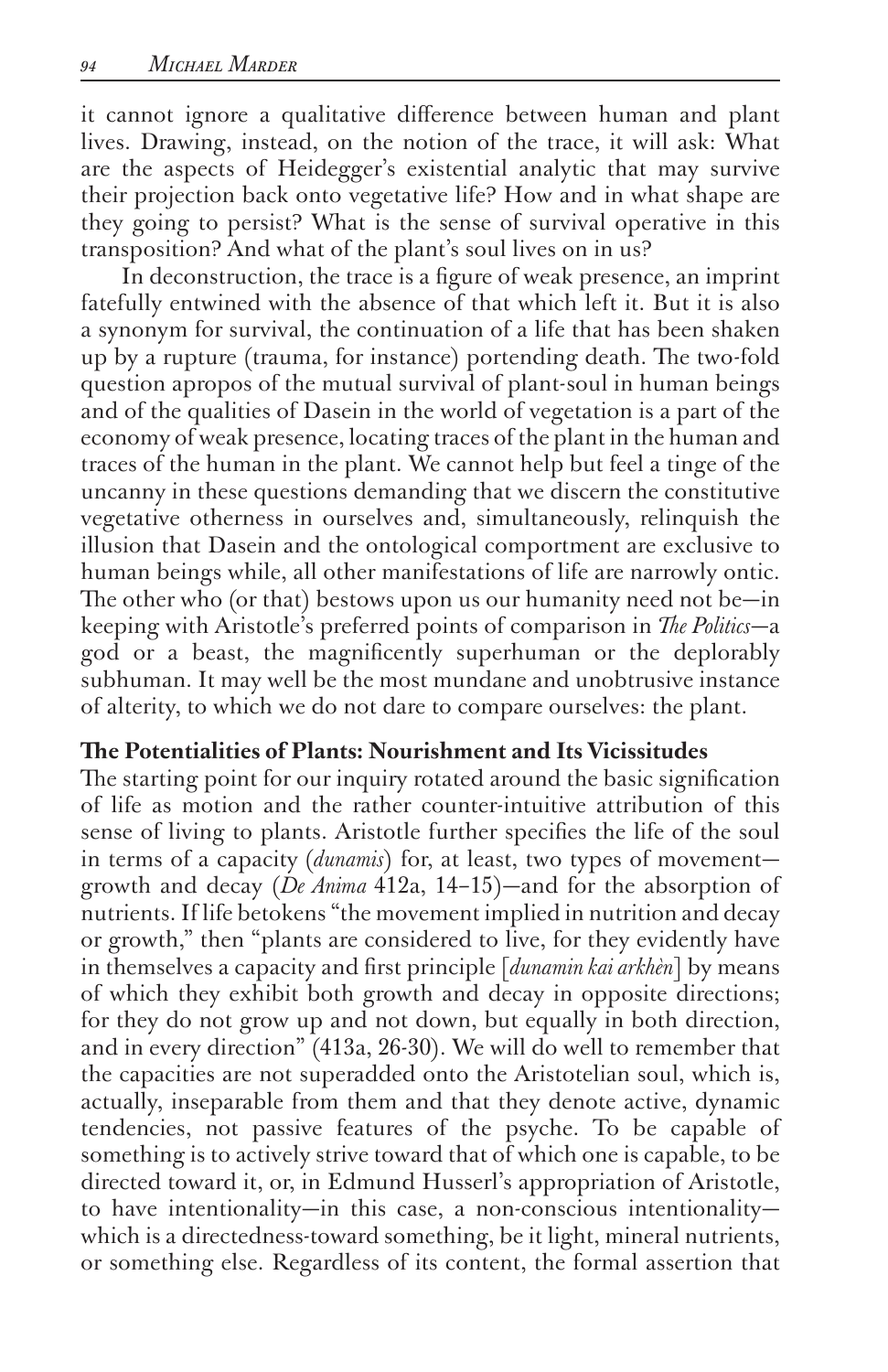it cannot ignore a qualitative difference between human and plant lives. Drawing, instead, on the notion of the trace, it will ask: What are the aspects of Heidegger's existential analytic that may survive their projection back onto vegetative life? How and in what shape are they going to persist? What is the sense of survival operative in this transposition? And what of the plant's soul lives on in us?

In deconstruction, the trace is a figure of weak presence, an imprint fatefully entwined with the absence of that which left it. But it is also a synonym for survival, the continuation of a life that has been shaken up by a rupture (trauma, for instance) portending death. The two-fold question apropos of the mutual survival of plant-soul in human beings and of the qualities of Dasein in the world of vegetation is a part of the economy of weak presence, locating traces of the plant in the human and traces of the human in the plant. We cannot help but feel a tinge of the uncanny in these questions demanding that we discern the constitutive vegetative otherness in ourselves and, simultaneously, relinquish the illusion that Dasein and the ontological comportment are exclusive to human beings while, all other manifestations of life are narrowly ontic. The other who (or that) bestows upon us our humanity need not be—in keeping with Aristotle's preferred points of comparison in *The Politics*—a god or a beast, the magnificently superhuman or the deplorably subhuman. It may well be the most mundane and unobtrusive instance of alterity, to which we do not dare to compare ourselves: the plant.

**The Potentialities of Plants: Nourishment and Its Vicissitudes**

The starting point for our inquiry rotated around the basic signification of life as motion and the rather counter-intuitive attribution of this sense of living to plants. Aristotle further specifies the life of the soul in terms of a capacity (*dunamis*) for, at least, two types of movement—growth and decay (*De Anima* 412a, 14–15)—and for the absorption of nutrients. If life betokens "the movement implied in nutrition and decay or growth," then "plants are considered to live, for they evidently have in themselves a capacity and first principle [*dunamin kai arkhèn*] by means of which they exhibit both growth and decay in opposite directions; for they do not grow up and not down, but equally in both direction, and in every direction" (413a, 26-30). We will do well to remember that the capacities are not superadded onto the Aristotelian soul, which is, actually, inseparable from them and that they denote active, dynamic tendencies, not passive features of the psyche. To be capable of something is to actively strive toward that of which one is capable, to be directed toward it, or, in Edmund Husserl's appropriation of Aristotle, to have intentionality—in this case, a non-conscious intentionality—which is a directedness-toward something, be it light, mineral nutrients, or something else. Regardless of its content, the formal assertion that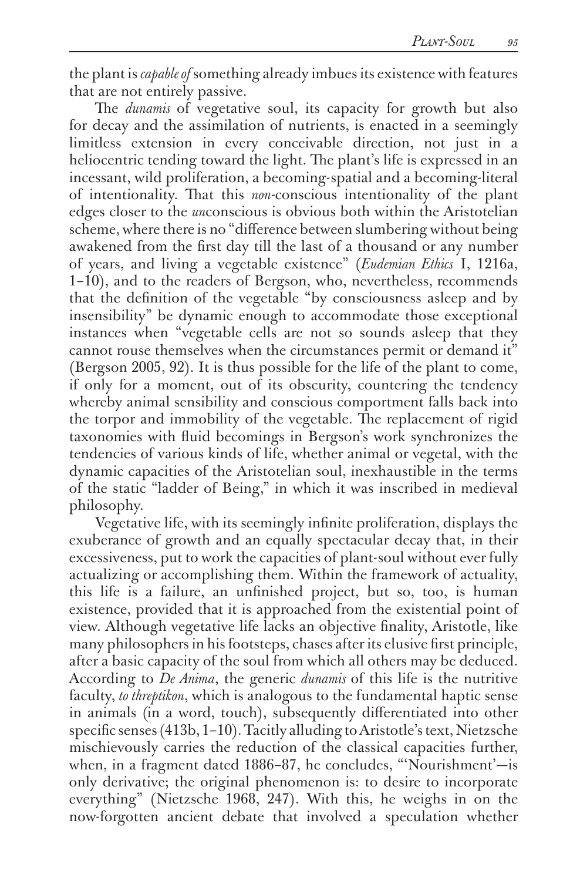the plant is *capable of* something already imbues its existence with features that are not entirely passive.

The *dunamis* of vegetative soul, its capacity for growth but also for decay and the assimilation of nutrients, is enacted in a seemingly limitless extension in every conceivable direction, not just in a heliocentric tending toward the light. The plant's life is expressed in an incessant, wild proliferation, a becoming-spatial and a becoming-literal of intentionality. That this *non*-conscious intentionality of the plant edges closer to the *un*conscious is obvious both within the Aristotelian scheme, where there is no "difference between slumbering without being awakened from the first day till the last of a thousand or any number of years, and living a vegetable existence" (*Eudemian Ethics* I, 1216a, 1–10), and to the readers of Bergson, who, nevertheless, recommends that the definition of the vegetable "by consciousness asleep and by insensibility" be dynamic enough to accommodate those exceptional instances when "vegetable cells are not so sounds asleep that they cannot rouse themselves when the circumstances permit or demand it" (Bergson 2005, 92). It is thus possible for the life of the plant to come, if only for a moment, out of its obscurity, countering the tendency whereby animal sensibility and conscious comportment falls back into the torpor and immobility of the vegetable. The replacement of rigid taxonomies with fluid becomings in Bergson's work synchronizes the tendencies of various kinds of life, whether animal or vegetal, with the dynamic capacities of the Aristotelian soul, inexhaustible in the terms of the static "ladder of Being," in which it was inscribed in medieval philosophy.

Vegetative life, with its seemingly infinite proliferation, displays the exuberance of growth and an equally spectacular decay that, in their excessiveness, put to work the capacities of plant-soul without ever fully actualizing or accomplishing them. Within the framework of actuality, this life is a failure, an unfinished project, but so, too, is human existence, provided that it is approached from the existential point of view. Although vegetative life lacks an objective finality, Aristotle, like many philosophers in his footsteps, chases after its elusive first principle, after a basic capacity of the soul from which all others may be deduced. According to *De Anima*, the generic *dunamis* of this life is the nutritive faculty, *to threptikon*, which is analogous to the fundamental haptic sense in animals (in a word, touch), subsequently differentiated into other specific senses (413b, 1–10). Tacitly alluding to Aristotle's text, Nietzsche mischievously carries the reduction of the classical capacities further, when, in a fragment dated 1886–87, he concludes, "'Nourishment'—is only derivative; the original phenomenon is: to desire to incorporate everything" (Nietzsche 1968, 247). With this, he weighs in on the now-forgotten ancient debate that involved a speculation whether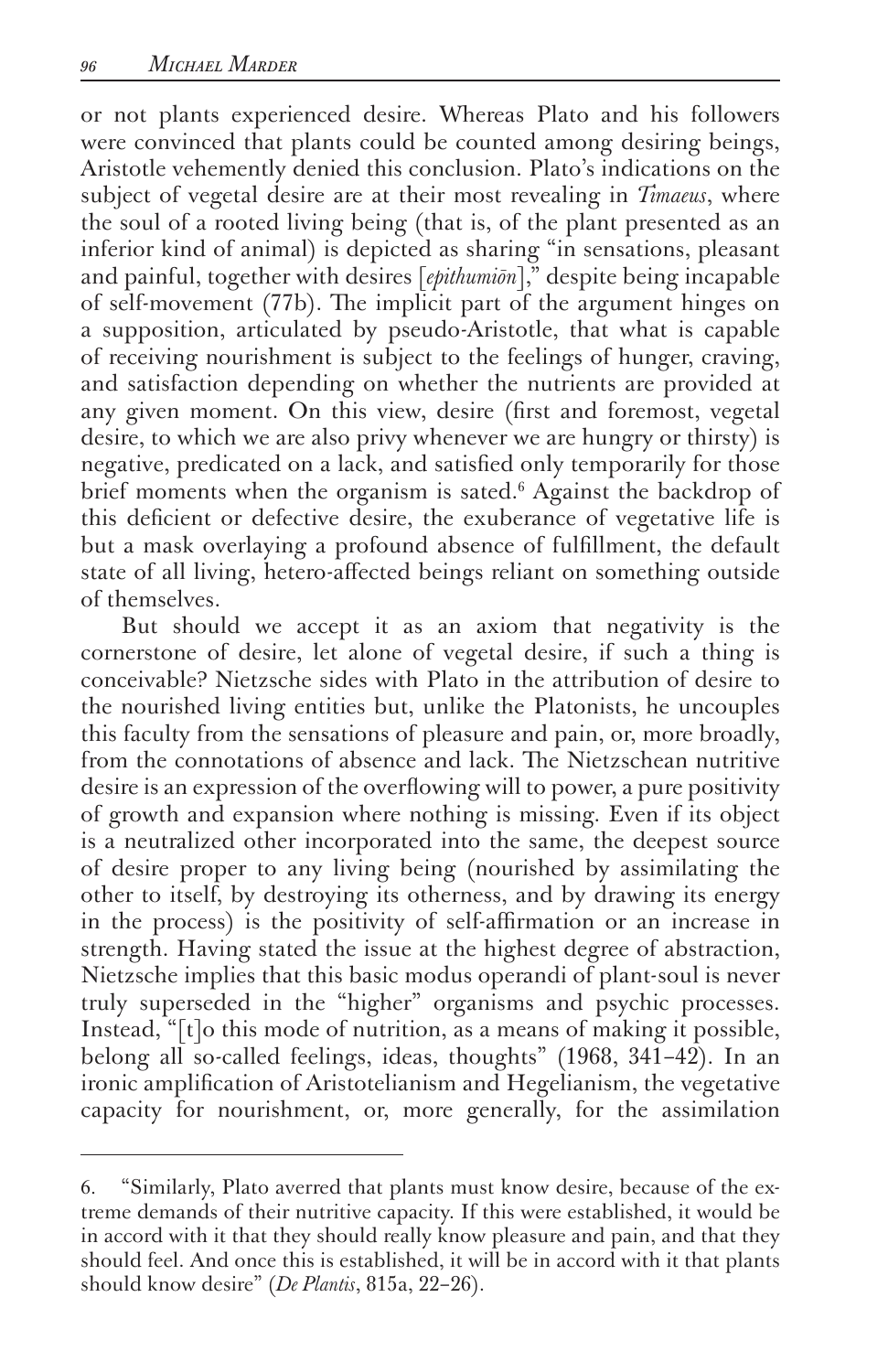or not plants experienced desire. Whereas Plato and his followers were convinced that plants could be counted among desiring beings, Aristotle vehemently denied this conclusion. Plato's indications on the subject of vegetal desire are at their most revealing in *Timaeus*, where the soul of a rooted living being (that is, of the plant presented as an inferior kind of animal) is depicted as sharing "in sensations, pleasant and painful, together with desires [*epithumiōn*]," despite being incapable of self-movement (77b). The implicit part of the argument hinges on a supposition, articulated by pseudo-Aristotle, that what is capable of receiving nourishment is subject to the feelings of hunger, craving, and satisfaction depending on whether the nutrients are provided at any given moment. On this view, desire (first and foremost, vegetal desire, to which we are also privy whenever we are hungry or thirsty) is negative, predicated on a lack, and satisfied only temporarily for those brief moments when the organism is sated.[6] Against the backdrop of this deficient or defective desire, the exuberance of vegetative life is but a mask overlaying a profound absence of fulfillment, the default state of all living, hetero-affected beings reliant on something outside of themselves.

But should we accept it as an axiom that negativity is the cornerstone of desire, let alone of vegetal desire, if such a thing is conceivable? Nietzsche sides with Plato in the attribution of desire to the nourished living entities but, unlike the Platonists, he uncouples this faculty from the sensations of pleasure and pain, or, more broadly, from the connotations of absence and lack. The Nietzschean nutritive desire is an expression of the overflowing will to power, a pure positivity of growth and expansion where nothing is missing. Even if its object is a neutralized other incorporated into the same, the deepest source of desire proper to any living being (nourished by assimilating the other to itself, by destroying its otherness, and by drawing its energy in the process) is the positivity of self-affirmation or an increase in strength. Having stated the issue at the highest degree of abstraction, Nietzsche implies that this basic modus operandi of plant-soul is never truly superseded in the "higher" organisms and psychic processes. Instead, "[t]o this mode of nutrition, as a means of making it possible, belong all so-called feelings, ideas, thoughts" (1968, 341–42). In an ironic amplification of Aristotelianism and Hegelianism, the vegetative capacity for nourishment, or, more generally, for the assimilation

6. "Similarly, Plato averred that plants must know desire, because of the extreme demands of their nutritive capacity. If this were established, it would be in accord with it that they should really know pleasure and pain, and that they should feel. And once this is established, it will be in accord with it that plants should know desire" (*De Plantis*, 815a, 22–26).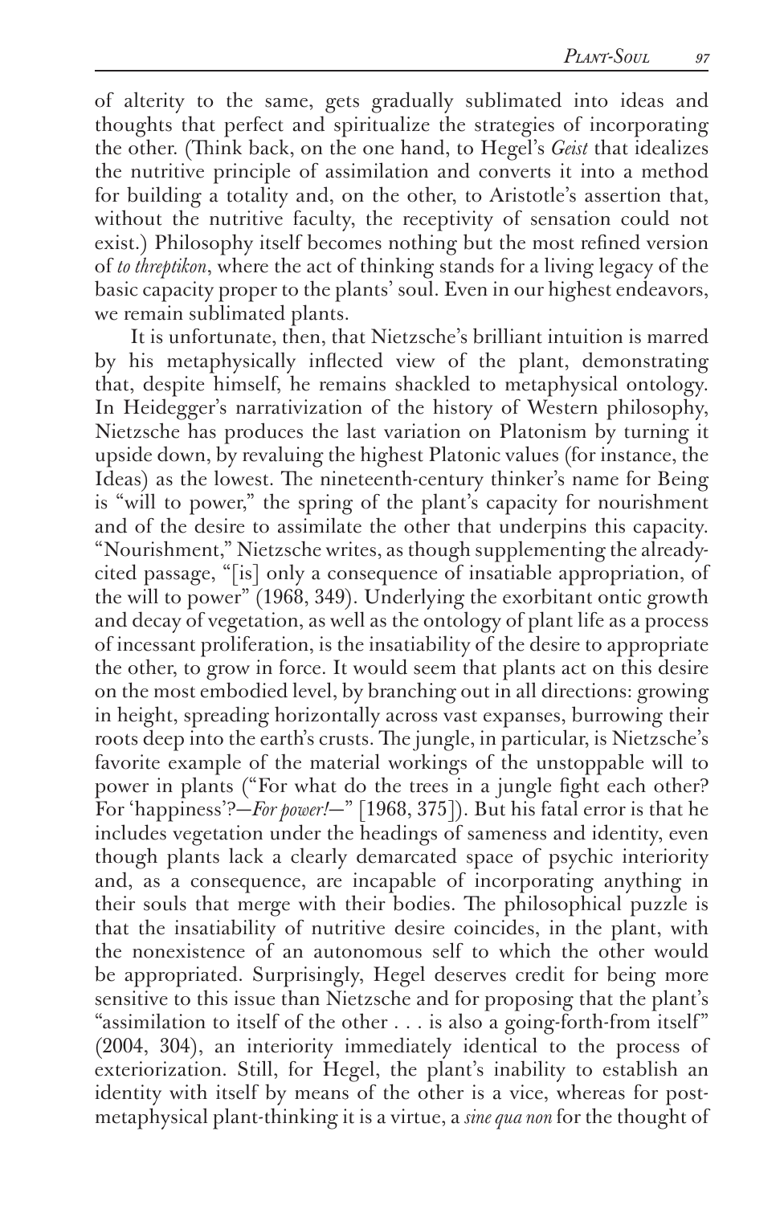of alterity to the same, gets gradually sublimated into ideas and thoughts that perfect and spiritualize the strategies of incorporating the other. (Think back, on the one hand, to Hegel's *Geist* that idealizes the nutritive principle of assimilation and converts it into a method for building a totality and, on the other, to Aristotle's assertion that, without the nutritive faculty, the receptivity of sensation could not exist.) Philosophy itself becomes nothing but the most refined version of *to threptikon*, where the act of thinking stands for a living legacy of the basic capacity proper to the plants' soul. Even in our highest endeavors, we remain sublimated plants.

It is unfortunate, then, that Nietzsche's brilliant intuition is marred by his metaphysically inflected view of the plant, demonstrating that, despite himself, he remains shackled to metaphysical ontology. In Heidegger's narrativization of the history of Western philosophy, Nietzsche has produces the last variation on Platonism by turning it upside down, by revaluing the highest Platonic values (for instance, the Ideas) as the lowest. The nineteenth-century thinker's name for Being is "will to power," the spring of the plant's capacity for nourishment and of the desire to assimilate the other that underpins this capacity. "Nourishment," Nietzsche writes, as though supplementing the already-cited passage, "[is] only a consequence of insatiable appropriation, of the will to power" (1968, 349). Underlying the exorbitant ontic growth and decay of vegetation, as well as the ontology of plant life as a process of incessant proliferation, is the insatiability of the desire to appropriate the other, to grow in force. It would seem that plants act on this desire on the most embodied level, by branching out in all directions: growing in height, spreading horizontally across vast expanses, burrowing their roots deep into the earth's crusts. The jungle, in particular, is Nietzsche's favorite example of the material workings of the unstoppable will to power in plants ("For what do the trees in a jungle fight each other? For 'happiness'?—*For power!*—" [1968, 375]). But his fatal error is that he includes vegetation under the headings of sameness and identity, even though plants lack a clearly demarcated space of psychic interiority and, as a consequence, are incapable of incorporating anything in their souls that merge with their bodies. The philosophical puzzle is that the insatiability of nutritive desire coincides, in the plant, with the nonexistence of an autonomous self to which the other would be appropriated. Surprisingly, Hegel deserves credit for being more sensitive to this issue than Nietzsche and for proposing that the plant's "assimilation to itself of the other . . . is also a going-forth-from itself" (2004, 304), an interiority immediately identical to the process of exteriorization. Still, for Hegel, the plant's inability to establish an identity with itself by means of the other is a vice, whereas for post-metaphysical plant-thinking it is a virtue, a *sine qua non* for the thought of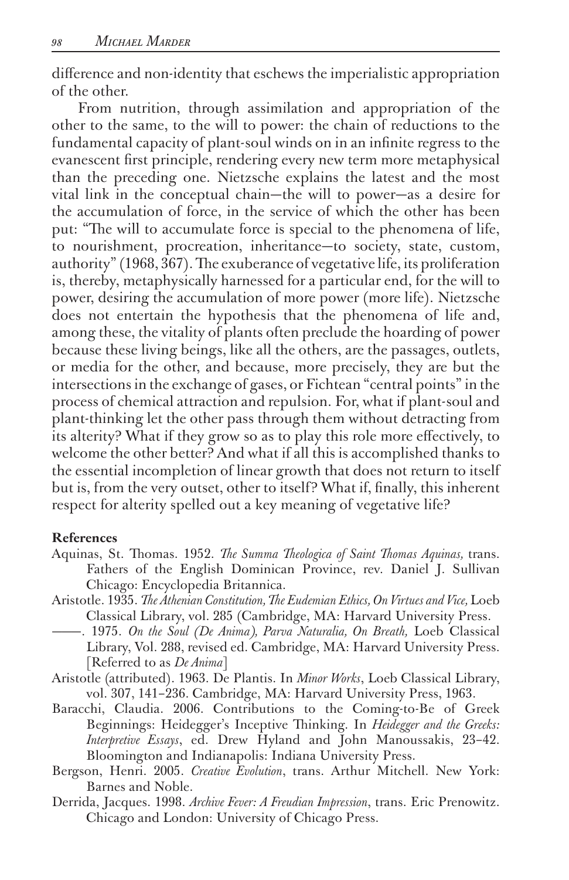difference and non-identity that eschews the imperialistic appropriation of the other.

From nutrition, through assimilation and appropriation of the other to the same, to the will to power: the chain of reductions to the fundamental capacity of plant-soul winds on in an infinite regress to the evanescent first principle, rendering every new term more metaphysical than the preceding one. Nietzsche explains the latest and the most vital link in the conceptual chain—the will to power—as a desire for the accumulation of force, in the service of which the other has been put: "The will to accumulate force is special to the phenomena of life, to nourishment, procreation, inheritance—to society, state, custom, authority" (1968, 367). The exuberance of vegetative life, its proliferation is, thereby, metaphysically harnessed for a particular end, for the will to power, desiring the accumulation of more power (more life). Nietzsche does not entertain the hypothesis that the phenomena of life and, among these, the vitality of plants often preclude the hoarding of power because these living beings, like all the others, are the passages, outlets, or media for the other, and because, more precisely, they are but the intersections in the exchange of gases, or Fichtean "central points" in the process of chemical attraction and repulsion. For, what if plant-soul and plant-thinking let the other pass through them without detracting from its alterity? What if they grow so as to play this role more effectively, to welcome the other better? And what if all this is accomplished thanks to the essential incompletion of linear growth that does not return to itself but is, from the very outset, other to itself? What if, finally, this inherent respect for alterity spelled out a key meaning of vegetative life?

**References**

Aquinas, St. Thomas. 1952. *The Summa Theologica of Saint Thomas Aquinas,* trans. Fathers of the English Dominican Province, rev. Daniel J. Sullivan Chicago: Encyclopedia Britannica.

Aristotle. 1935. *The Athenian Constitution, The Eudemian Ethics, On Virtues and Vice,* Loeb Classical Library, vol. 285 (Cambridge, MA: Harvard University Press.

——. 1975. *On the Soul (De Anima), Parva Naturalia, On Breath,* Loeb Classical Library, Vol. 288, revised ed. Cambridge, MA: Harvard University Press. [Referred to as *De Anima*]

Aristotle (attributed). 1963. De Plantis. In *Minor Works*, Loeb Classical Library, vol. 307, 141–236. Cambridge, MA: Harvard University Press, 1963.

Baracchi, Claudia. 2006. Contributions to the Coming-to-Be of Greek Beginnings: Heidegger's Inceptive Thinking. In *Heidegger and the Greeks: Interpretive Essays*, ed. Drew Hyland and John Manoussakis, 23–42. Bloomington and Indianapolis: Indiana University Press.

Bergson, Henri. 2005. *Creative Evolution*, trans. Arthur Mitchell. New York: Barnes and Noble.

Derrida, Jacques. 1998. *Archive Fever: A Freudian Impression*, trans. Eric Prenowitz. Chicago and London: University of Chicago Press.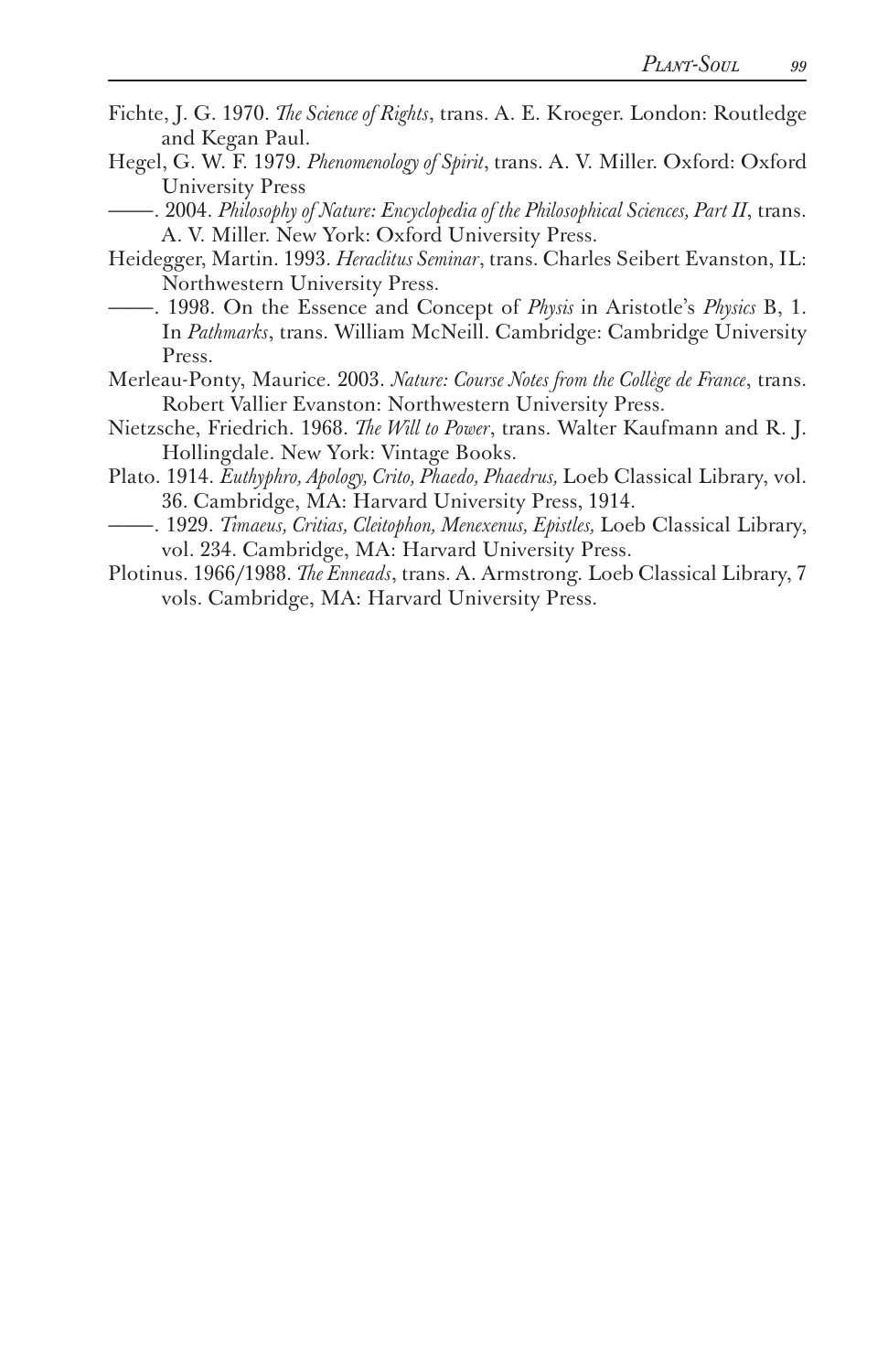Fichte, J. G. 1970. *The Science of Rights*, trans. A. E. Kroeger. London: Routledge and Kegan Paul.

Hegel, G. W. F. 1979. *Phenomenology of Spirit*, trans. A. V. Miller. Oxford: Oxford University Press

——. 2004. *Philosophy of Nature: Encyclopedia of the Philosophical Sciences, Part II*, trans. A. V. Miller. New York: Oxford University Press.

Heidegger, Martin. 1993. *Heraclitus Seminar*, trans. Charles Seibert Evanston, IL: Northwestern University Press.

——. 1998. On the Essence and Concept of *Physis* in Aristotle's *Physics* B, 1. In *Pathmarks*, trans. William McNeill. Cambridge: Cambridge University Press.

Merleau-Ponty, Maurice. 2003. *Nature: Course Notes from the Collège de France*, trans. Robert Vallier Evanston: Northwestern University Press.

Nietzsche, Friedrich. 1968. *The Will to Power*, trans. Walter Kaufmann and R. J. Hollingdale. New York: Vintage Books.

Plato. 1914. *Euthyphro, Apology, Crito, Phaedo, Phaedrus,* Loeb Classical Library, vol. 36. Cambridge, MA: Harvard University Press, 1914.

——. 1929. *Timaeus, Critias, Cleitophon, Menexenus, Epistles,* Loeb Classical Library, vol. 234. Cambridge, MA: Harvard University Press.

Plotinus. 1966/1988. *The Enneads*, trans. A. Armstrong. Loeb Classical Library, 7 vols. Cambridge, MA: Harvard University Press.